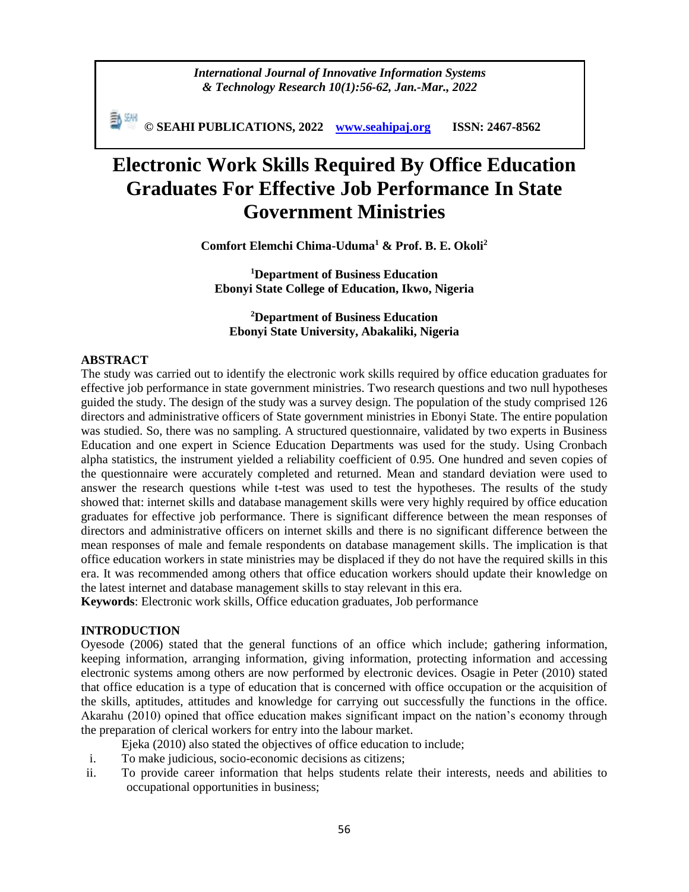*International Journal of Innovative Information Systems & Technology Research 10(1):56-62, Jan.-Mar., 2022*

**© SEAHI PUBLICATIONS, 2022 www.seahipaj.org ISSN: 2467-8562**

# Electronic Work Skills Required By Office Education Graduates For Effective Job Performance In State Government Ministries

**Comfort Elemchi Chima-Uduma[1] & Prof. B. E. Okoli[2]**

**[1]Department of Business Education**
**Ebonyi State College of Education, Ikwo, Nigeria**

**[2]Department of Business Education**
**Ebonyi State University, Abakaliki, Nigeria**

## ABSTRACT

The study was carried out to identify the electronic work skills required by office education graduates for effective job performance in state government ministries. Two research questions and two null hypotheses guided the study. The design of the study was a survey design. The population of the study comprised 126 directors and administrative officers of State government ministries in Ebonyi State. The entire population was studied. So, there was no sampling. A structured questionnaire, validated by two experts in Business Education and one expert in Science Education Departments was used for the study. Using Cronbach alpha statistics, the instrument yielded a reliability coefficient of 0.95. One hundred and seven copies of the questionnaire were accurately completed and returned. Mean and standard deviation were used to answer the research questions while t-test was used to test the hypotheses. The results of the study showed that: internet skills and database management skills were very highly required by office education graduates for effective job performance. There is significant difference between the mean responses of directors and administrative officers on internet skills and there is no significant difference between the mean responses of male and female respondents on database management skills. The implication is that office education workers in state ministries may be displaced if they do not have the required skills in this era. It was recommended among others that office education workers should update their knowledge on the latest internet and database management skills to stay relevant in this era.

**Keywords**: Electronic work skills, Office education graduates, Job performance

## INTRODUCTION

Oyesode (2006) stated that the general functions of an office which include; gathering information, keeping information, arranging information, giving information, protecting information and accessing electronic systems among others are now performed by electronic devices. Osagie in Peter (2010) stated that office education is a type of education that is concerned with office occupation or the acquisition of the skills, aptitudes, attitudes and knowledge for carrying out successfully the functions in the office. Akarahu (2010) opined that office education makes significant impact on the nation's economy through the preparation of clerical workers for entry into the labour market.

Ejeka (2010) also stated the objectives of office education to include;

i. To make judicious, socio-economic decisions as citizens;
ii. To provide career information that helps students relate their interests, needs and abilities to occupational opportunities in business;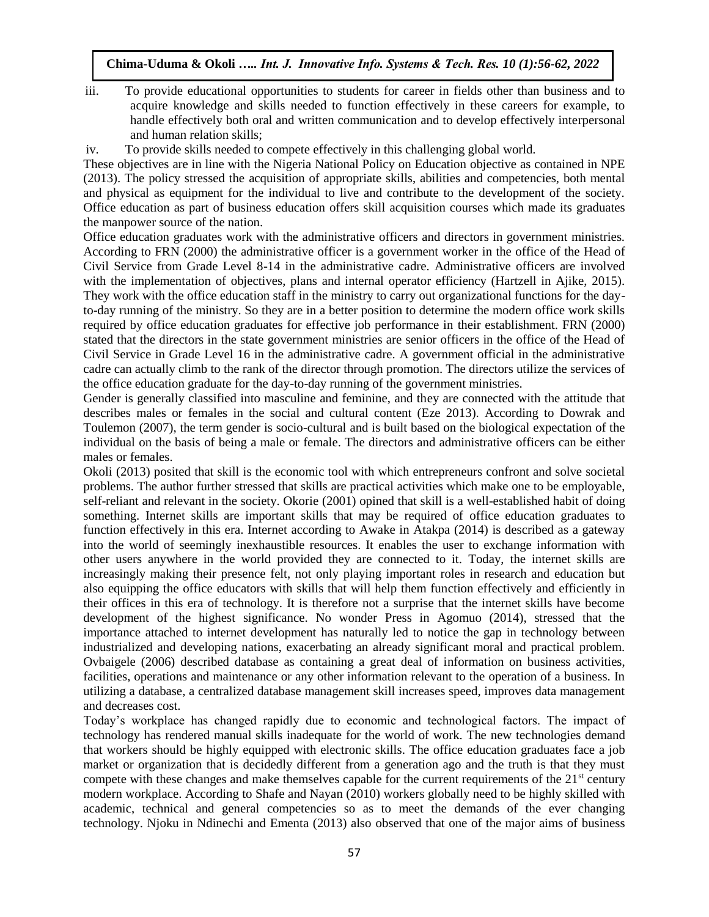iii. To provide educational opportunities to students for career in fields other than business and to acquire knowledge and skills needed to function effectively in these careers for example, to handle effectively both oral and written communication and to develop effectively interpersonal and human relation skills;

iv. To provide skills needed to compete effectively in this challenging global world.

These objectives are in line with the Nigeria National Policy on Education objective as contained in NPE (2013). The policy stressed the acquisition of appropriate skills, abilities and competencies, both mental and physical as equipment for the individual to live and contribute to the development of the society. Office education as part of business education offers skill acquisition courses which made its graduates the manpower source of the nation.

Office education graduates work with the administrative officers and directors in government ministries. According to FRN (2000) the administrative officer is a government worker in the office of the Head of Civil Service from Grade Level 8-14 in the administrative cadre. Administrative officers are involved with the implementation of objectives, plans and internal operator efficiency (Hartzell in Ajike, 2015). They work with the office education staff in the ministry to carry out organizational functions for the day-to-day running of the ministry. So they are in a better position to determine the modern office work skills required by office education graduates for effective job performance in their establishment. FRN (2000) stated that the directors in the state government ministries are senior officers in the office of the Head of Civil Service in Grade Level 16 in the administrative cadre. A government official in the administrative cadre can actually climb to the rank of the director through promotion. The directors utilize the services of the office education graduate for the day-to-day running of the government ministries.

Gender is generally classified into masculine and feminine, and they are connected with the attitude that describes males or females in the social and cultural content (Eze 2013). According to Dowrak and Toulemon (2007), the term gender is socio-cultural and is built based on the biological expectation of the individual on the basis of being a male or female. The directors and administrative officers can be either males or females.

Okoli (2013) posited that skill is the economic tool with which entrepreneurs confront and solve societal problems. The author further stressed that skills are practical activities which make one to be employable, self-reliant and relevant in the society. Okorie (2001) opined that skill is a well-established habit of doing something. Internet skills are important skills that may be required of office education graduates to function effectively in this era. Internet according to Awake in Atakpa (2014) is described as a gateway into the world of seemingly inexhaustible resources. It enables the user to exchange information with other users anywhere in the world provided they are connected to it. Today, the internet skills are increasingly making their presence felt, not only playing important roles in research and education but also equipping the office educators with skills that will help them function effectively and efficiently in their offices in this era of technology. It is therefore not a surprise that the internet skills have become development of the highest significance. No wonder Press in Agomuo (2014), stressed that the importance attached to internet development has naturally led to notice the gap in technology between industrialized and developing nations, exacerbating an already significant moral and practical problem. Ovbaigele (2006) described database as containing a great deal of information on business activities, facilities, operations and maintenance or any other information relevant to the operation of a business. In utilizing a database, a centralized database management skill increases speed, improves data management and decreases cost.

Today's workplace has changed rapidly due to economic and technological factors. The impact of technology has rendered manual skills inadequate for the world of work. The new technologies demand that workers should be highly equipped with electronic skills. The office education graduates face a job market or organization that is decidedly different from a generation ago and the truth is that they must compete with these changes and make themselves capable for the current requirements of the 21st century modern workplace. According to Shafe and Nayan (2010) workers globally need to be highly skilled with academic, technical and general competencies so as to meet the demands of the ever changing technology. Njoku in Ndinechi and Ementa (2013) also observed that one of the major aims of business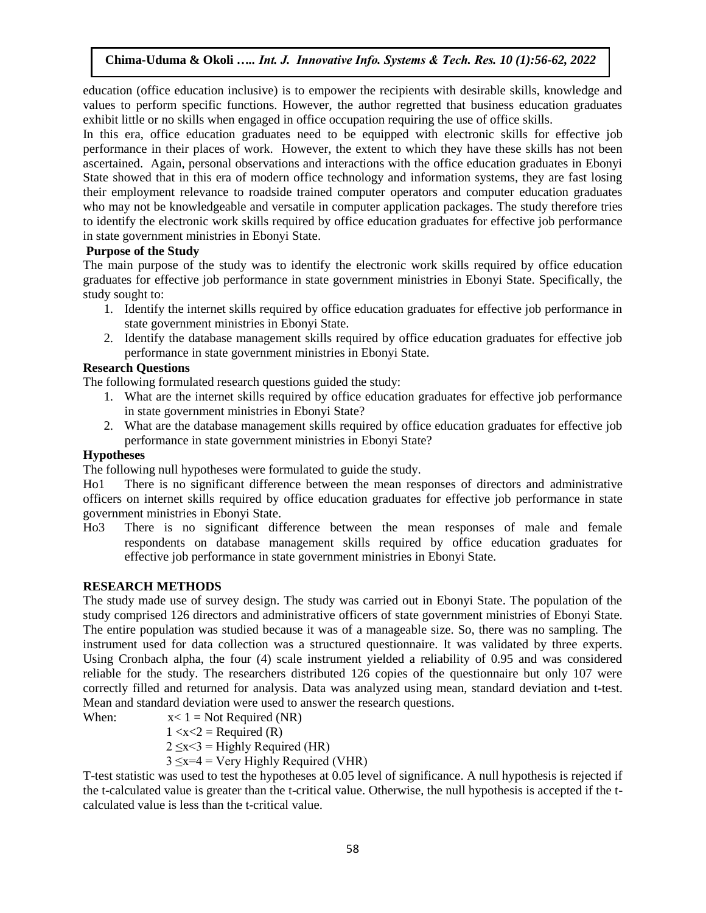education (office education inclusive) is to empower the recipients with desirable skills, knowledge and values to perform specific functions. However, the author regretted that business education graduates exhibit little or no skills when engaged in office occupation requiring the use of office skills.

In this era, office education graduates need to be equipped with electronic skills for effective job performance in their places of work. However, the extent to which they have these skills has not been ascertained. Again, personal observations and interactions with the office education graduates in Ebonyi State showed that in this era of modern office technology and information systems, they are fast losing their employment relevance to roadside trained computer operators and computer education graduates who may not be knowledgeable and versatile in computer application packages. The study therefore tries to identify the electronic work skills required by office education graduates for effective job performance in state government ministries in Ebonyi State.

### Purpose of the Study

The main purpose of the study was to identify the electronic work skills required by office education graduates for effective job performance in state government ministries in Ebonyi State. Specifically, the study sought to:

1. Identify the internet skills required by office education graduates for effective job performance in state government ministries in Ebonyi State.
2. Identify the database management skills required by office education graduates for effective job performance in state government ministries in Ebonyi State.

### Research Questions

The following formulated research questions guided the study:

1. What are the internet skills required by office education graduates for effective job performance in state government ministries in Ebonyi State?
2. What are the database management skills required by office education graduates for effective job performance in state government ministries in Ebonyi State?

### Hypotheses

The following null hypotheses were formulated to guide the study.

Ho1 There is no significant difference between the mean responses of directors and administrative officers on internet skills required by office education graduates for effective job performance in state government ministries in Ebonyi State.

Ho3 There is no significant difference between the mean responses of male and female respondents on database management skills required by office education graduates for effective job performance in state government ministries in Ebonyi State.

## RESEARCH METHODS

The study made use of survey design. The study was carried out in Ebonyi State. The population of the study comprised 126 directors and administrative officers of state government ministries of Ebonyi State. The entire population was studied because it was of a manageable size. So, there was no sampling. The instrument used for data collection was a structured questionnaire. It was validated by three experts. Using Cronbach alpha, the four (4) scale instrument yielded a reliability of 0.95 and was considered reliable for the study. The researchers distributed 126 copies of the questionnaire but only 107 were correctly filled and returned for analysis. Data was analyzed using mean, standard deviation and t-test. Mean and standard deviation were used to answer the research questions.

When: $x < 1$ = Not Required (NR)

$1 < x < 2$ = Required (R)

$2 \leq x < 3$ = Highly Required (HR)

$3 \leq x = 4$ = Very Highly Required (VHR)

T-test statistic was used to test the hypotheses at 0.05 level of significance. A null hypothesis is rejected if the t-calculated value is greater than the t-critical value. Otherwise, the null hypothesis is accepted if the t-calculated value is less than the t-critical value.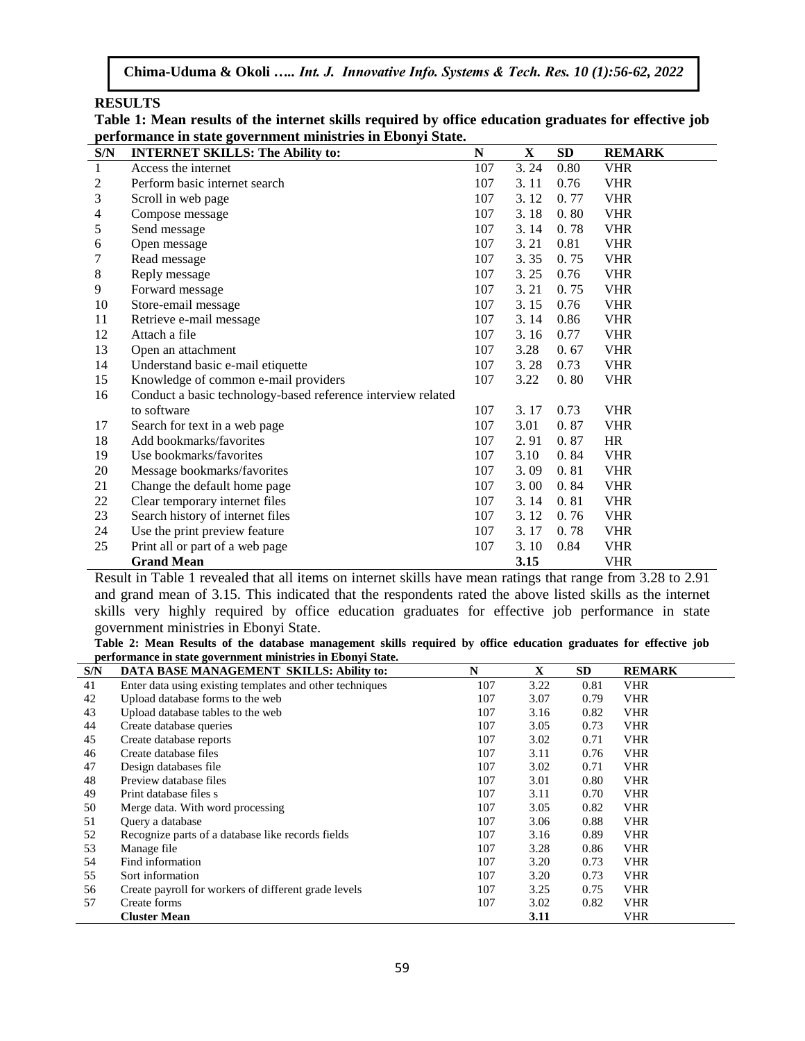## RESULTS

**Table 1: Mean results of the internet skills required by office education graduates for effective job performance in state government ministries in Ebonyi State.**

| S/N | INTERNET SKILLS: The Ability to: | N | X | SD | REMARK |
|---|---|---|---|---|---|
| 1 | Access the internet | 107 | 3. 24 | 0.80 | VHR |
| 2 | Perform basic internet search | 107 | 3. 11 | 0.76 | VHR |
| 3 | Scroll in web page | 107 | 3. 12 | 0. 77 | VHR |
| 4 | Compose message | 107 | 3. 18 | 0. 80 | VHR |
| 5 | Send message | 107 | 3. 14 | 0. 78 | VHR |
| 6 | Open message | 107 | 3. 21 | 0.81 | VHR |
| 7 | Read message | 107 | 3. 35 | 0. 75 | VHR |
| 8 | Reply message | 107 | 3. 25 | 0.76 | VHR |
| 9 | Forward message | 107 | 3. 21 | 0. 75 | VHR |
| 10 | Store-email message | 107 | 3. 15 | 0.76 | VHR |
| 11 | Retrieve e-mail message | 107 | 3. 14 | 0.86 | VHR |
| 12 | Attach a file | 107 | 3. 16 | 0.77 | VHR |
| 13 | Open an attachment | 107 | 3.28 | 0. 67 | VHR |
| 14 | Understand basic e-mail etiquette | 107 | 3. 28 | 0.73 | VHR |
| 15 | Knowledge of common e-mail providers | 107 | 3.22 | 0. 80 | VHR |
| 16 | Conduct a basic technology-based reference interview related to software | 107 | 3. 17 | 0.73 | VHR |
| 17 | Search for text in a web page | 107 | 3.01 | 0. 87 | VHR |
| 18 | Add bookmarks/favorites | 107 | 2. 91 | 0. 87 | HR |
| 19 | Use bookmarks/favorites | 107 | 3.10 | 0. 84 | VHR |
| 20 | Message bookmarks/favorites | 107 | 3. 09 | 0. 81 | VHR |
| 21 | Change the default home page | 107 | 3. 00 | 0. 84 | VHR |
| 22 | Clear temporary internet files | 107 | 3. 14 | 0. 81 | VHR |
| 23 | Search history of internet files | 107 | 3. 12 | 0. 76 | VHR |
| 24 | Use the print preview feature | 107 | 3. 17 | 0. 78 | VHR |
| 25 | Print all or part of a web page | 107 | 3. 10 | 0.84 | VHR |
| | **Grand Mean** | | **3.15** | | VHR |

Result in Table 1 revealed that all items on internet skills have mean ratings that range from 3.28 to 2.91 and grand mean of 3.15. This indicated that the respondents rated the above listed skills as the internet skills very highly required by office education graduates for effective job performance in state government ministries in Ebonyi State.

**Table 2: Mean Results of the database management skills required by office education graduates for effective job performance in state government ministries in Ebonyi State.**

| S/N | DATA BASE MANAGEMENT SKILLS: Ability to: | N | X | SD | REMARK |
|---|---|---|---|---|---|
| 41 | Enter data using existing templates and other techniques | 107 | 3.22 | 0.81 | VHR |
| 42 | Upload database forms to the web | 107 | 3.07 | 0.79 | VHR |
| 43 | Upload database tables to the web | 107 | 3.16 | 0.82 | VHR |
| 44 | Create database queries | 107 | 3.05 | 0.73 | VHR |
| 45 | Create database reports | 107 | 3.02 | 0.71 | VHR |
| 46 | Create database files | 107 | 3.11 | 0.76 | VHR |
| 47 | Design databases file | 107 | 3.02 | 0.71 | VHR |
| 48 | Preview database files | 107 | 3.01 | 0.80 | VHR |
| 49 | Print database files s | 107 | 3.11 | 0.70 | VHR |
| 50 | Merge data. With word processing | 107 | 3.05 | 0.82 | VHR |
| 51 | Query a database | 107 | 3.06 | 0.88 | VHR |
| 52 | Recognize parts of a database like records fields | 107 | 3.16 | 0.89 | VHR |
| 53 | Manage file | 107 | 3.28 | 0.86 | VHR |
| 54 | Find information | 107 | 3.20 | 0.73 | VHR |
| 55 | Sort information | 107 | 3.20 | 0.73 | VHR |
| 56 | Create payroll for workers of different grade levels | 107 | 3.25 | 0.75 | VHR |
| 57 | Create forms | 107 | 3.02 | 0.82 | VHR |
| | **Cluster Mean** | | **3.11** | | VHR |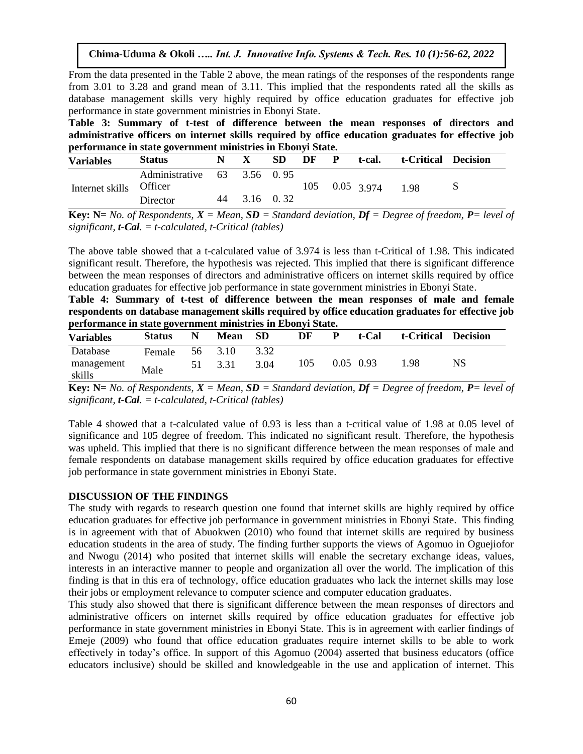From the data presented in the Table 2 above, the mean ratings of the responses of the respondents range from 3.01 to 3.28 and grand mean of 3.11. This implied that the respondents rated all the skills as database management skills very highly required by office education graduates for effective job performance in state government ministries in Ebonyi State.

**Table 3: Summary of t-test of difference between the mean responses of directors and administrative officers on internet skills required by office education graduates for effective job performance in state government ministries in Ebonyi State.**

| Variables | Status | N | X | SD | DF | P | t-cal. | t-Critical | Decision |
|---|---|---|---|---|---|---|---|---|---|
| Internet skills | Administrative Officer | 63 | 3.56 | 0. 95 | 105 | 0.05 | 3.974 | 1.98 | S |
| | Director | 44 | 3.16 | 0. 32 | | | | | |

**Key: N=** *No. of Respondents,* ***X*** *= Mean,* ***SD*** *= Standard deviation,* ***Df*** *= Degree of freedom,* ***P****= level of significant,* ***t-Cal****. = t-calculated, t-Critical (tables)*

The above table showed that a t-calculated value of 3.974 is less than t-Critical of 1.98. This indicated significant result. Therefore, the hypothesis was rejected. This implied that there is significant difference between the mean responses of directors and administrative officers on internet skills required by office education graduates for effective job performance in state government ministries in Ebonyi State.

**Table 4: Summary of t-test of difference between the mean responses of male and female respondents on database management skills required by office education graduates for effective job performance in state government ministries in Ebonyi State.**

| Variables | Status | N | Mean | SD | DF | P | t-Cal | t-Critical | Decision |
|---|---|---|---|---|---|---|---|---|---|
| Database management skills | Female | 56 | 3.10 | 3.32 | 105 | 0.05 | 0.93 | 1.98 | NS |
| | Male | 51 | 3.31 | 3.04 | | | | | |

**Key: N=** *No. of Respondents,* ***X*** *= Mean,* ***SD*** *= Standard deviation,* ***Df*** *= Degree of freedom,* ***P****= level of significant,* ***t-Cal****. = t-calculated, t-Critical (tables)*

Table 4 showed that a t-calculated value of 0.93 is less than a t-critical value of 1.98 at 0.05 level of significance and 105 degree of freedom. This indicated no significant result. Therefore, the hypothesis was upheld. This implied that there is no significant difference between the mean responses of male and female respondents on database management skills required by office education graduates for effective job performance in state government ministries in Ebonyi State.

## DISCUSSION OF THE FINDINGS

The study with regards to research question one found that internet skills are highly required by office education graduates for effective job performance in government ministries in Ebonyi State. This finding is in agreement with that of Abuokwen (2010) who found that internet skills are required by business education students in the area of study. The finding further supports the views of Agomuo in Oguejiofor and Nwogu (2014) who posited that internet skills will enable the secretary exchange ideas, values, interests in an interactive manner to people and organization all over the world. The implication of this finding is that in this era of technology, office education graduates who lack the internet skills may lose their jobs or employment relevance to computer science and computer education graduates.

This study also showed that there is significant difference between the mean responses of directors and administrative officers on internet skills required by office education graduates for effective job performance in state government ministries in Ebonyi State. This is in agreement with earlier findings of Emeje (2009) who found that office education graduates require internet skills to be able to work effectively in today's office. In support of this Agomuo (2004) asserted that business educators (office educators inclusive) should be skilled and knowledgeable in the use and application of internet. This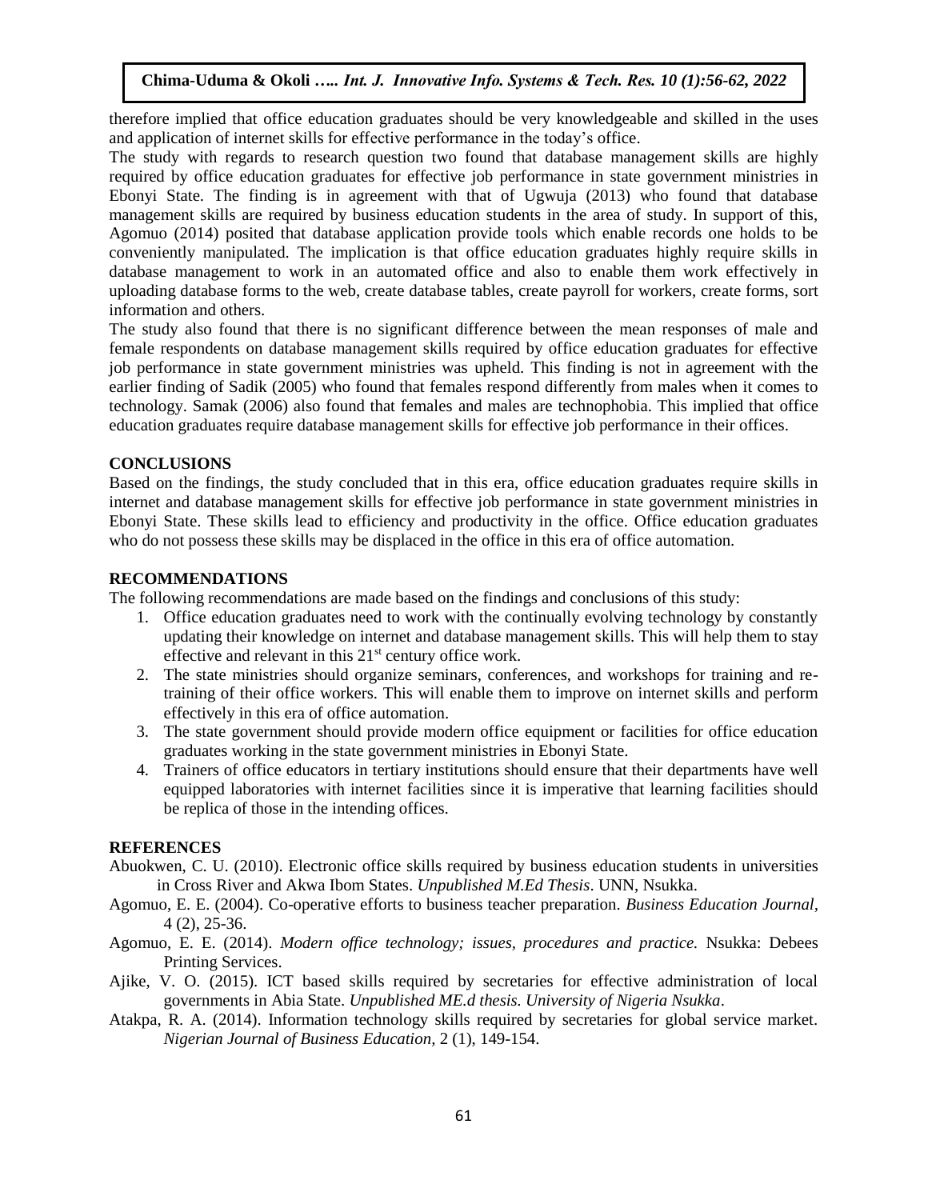therefore implied that office education graduates should be very knowledgeable and skilled in the uses and application of internet skills for effective performance in the today's office.

The study with regards to research question two found that database management skills are highly required by office education graduates for effective job performance in state government ministries in Ebonyi State. The finding is in agreement with that of Ugwuja (2013) who found that database management skills are required by business education students in the area of study. In support of this, Agomuo (2014) posited that database application provide tools which enable records one holds to be conveniently manipulated. The implication is that office education graduates highly require skills in database management to work in an automated office and also to enable them work effectively in uploading database forms to the web, create database tables, create payroll for workers, create forms, sort information and others.

The study also found that there is no significant difference between the mean responses of male and female respondents on database management skills required by office education graduates for effective job performance in state government ministries was upheld. This finding is not in agreement with the earlier finding of Sadik (2005) who found that females respond differently from males when it comes to technology. Samak (2006) also found that females and males are technophobia. This implied that office education graduates require database management skills for effective job performance in their offices.

## CONCLUSIONS

Based on the findings, the study concluded that in this era, office education graduates require skills in internet and database management skills for effective job performance in state government ministries in Ebonyi State. These skills lead to efficiency and productivity in the office. Office education graduates who do not possess these skills may be displaced in the office in this era of office automation.

## RECOMMENDATIONS

The following recommendations are made based on the findings and conclusions of this study:

1. Office education graduates need to work with the continually evolving technology by constantly updating their knowledge on internet and database management skills. This will help them to stay effective and relevant in this 21st century office work.
2. The state ministries should organize seminars, conferences, and workshops for training and re-training of their office workers. This will enable them to improve on internet skills and perform effectively in this era of office automation.
3. The state government should provide modern office equipment or facilities for office education graduates working in the state government ministries in Ebonyi State.
4. Trainers of office educators in tertiary institutions should ensure that their departments have well equipped laboratories with internet facilities since it is imperative that learning facilities should be replica of those in the intending offices.

## REFERENCES

Abuokwen, C. U. (2010). Electronic office skills required by business education students in universities in Cross River and Akwa Ibom States. *Unpublished M.Ed Thesis*. UNN, Nsukka.

Agomuo, E. E. (2004). Co-operative efforts to business teacher preparation. *Business Education Journal*, 4 (2), 25-36.

Agomuo, E. E. (2014). *Modern office technology; issues, procedures and practice.* Nsukka: Debees Printing Services.

Ajike, V. O. (2015). ICT based skills required by secretaries for effective administration of local governments in Abia State. *Unpublished ME.d thesis. University of Nigeria Nsukka*.

Atakpa, R. A. (2014). Information technology skills required by secretaries for global service market. *Nigerian Journal of Business Education*, 2 (1), 149-154.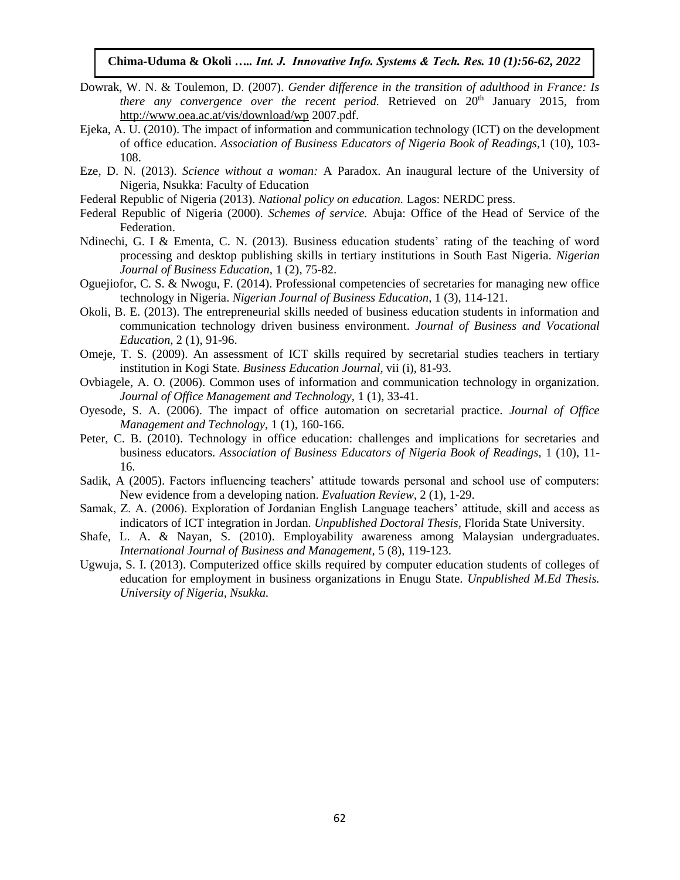Dowrak, W. N. & Toulemon, D. (2007). *Gender difference in the transition of adulthood in France: Is there any convergence over the recent period.* Retrieved on 20th January 2015, from http://www.oea.ac.at/vis/download/wp 2007.pdf.

Ejeka, A. U. (2010). The impact of information and communication technology (ICT) on the development of office education. *Association of Business Educators of Nigeria Book of Readings,*1 (10), 103-108.

Eze, D. N. (2013). *Science without a woman:* A Paradox. An inaugural lecture of the University of Nigeria, Nsukka: Faculty of Education

Federal Republic of Nigeria (2013). *National policy on education.* Lagos: NERDC press.

Federal Republic of Nigeria (2000). *Schemes of service.* Abuja: Office of the Head of Service of the Federation.

Ndinechi, G. I & Ementa, C. N. (2013). Business education students' rating of the teaching of word processing and desktop publishing skills in tertiary institutions in South East Nigeria. *Nigerian Journal of Business Education,* 1 (2), 75-82.

Oguejiofor, C. S. & Nwogu, F. (2014). Professional competencies of secretaries for managing new office technology in Nigeria. *Nigerian Journal of Business Education,* 1 (3), 114-121.

Okoli, B. E. (2013). The entrepreneurial skills needed of business education students in information and communication technology driven business environment. *Journal of Business and Vocational Education,* 2 (1), 91-96.

Omeje, T. S. (2009). An assessment of ICT skills required by secretarial studies teachers in tertiary institution in Kogi State. *Business Education Journal,* vii (i), 81-93.

Ovbiagele, A. O. (2006). Common uses of information and communication technology in organization. *Journal of Office Management and Technology,* 1 (1), 33-41.

Oyesode, S. A. (2006). The impact of office automation on secretarial practice. *Journal of Office Management and Technology,* 1 (1), 160-166.

Peter, C. B. (2010). Technology in office education: challenges and implications for secretaries and business educators. *Association of Business Educators of Nigeria Book of Readings,* 1 (10), 11-16.

Sadik, A (2005). Factors influencing teachers' attitude towards personal and school use of computers: New evidence from a developing nation. *Evaluation Review,* 2 (1), 1-29.

Samak, Z. A. (2006). Exploration of Jordanian English Language teachers' attitude, skill and access as indicators of ICT integration in Jordan. *Unpublished Doctoral Thesis,* Florida State University.

Shafe, L. A. & Nayan, S. (2010). Employability awareness among Malaysian undergraduates. *International Journal of Business and Management,* 5 (8), 119-123.

Ugwuja, S. I. (2013). Computerized office skills required by computer education students of colleges of education for employment in business organizations in Enugu State. *Unpublished M.Ed Thesis. University of Nigeria, Nsukka.*